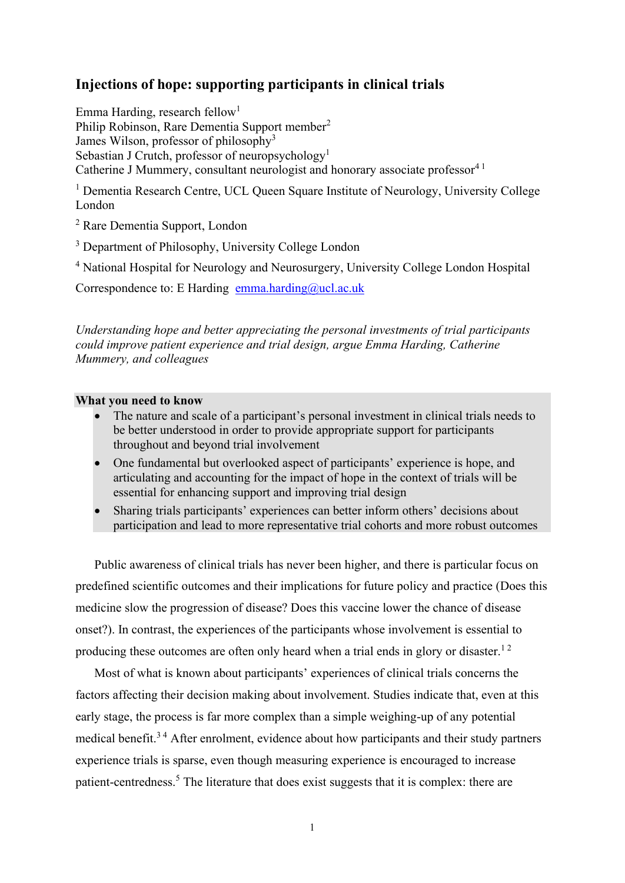# Injections of hope: supporting participants in clinical trials

Emma Harding, research fellow[1]
Philip Robinson, Rare Dementia Support member[2]
James Wilson, professor of philosophy[3]
Sebastian J Crutch, professor of neuropsychology[1]
Catherine J Mummery, consultant neurologist and honorary associate professor[4,1]

[1] Dementia Research Centre, UCL Queen Square Institute of Neurology, University College London

[2] Rare Dementia Support, London

[3] Department of Philosophy, University College London

[4] National Hospital for Neurology and Neurosurgery, University College London Hospital

Correspondence to: E Harding emma.harding@ucl.ac.uk

*Understanding hope and better appreciating the personal investments of trial participants could improve patient experience and trial design, argue Emma Harding, Catherine Mummery, and colleagues*

**What you need to know**

- The nature and scale of a participant's personal investment in clinical trials needs to be better understood in order to provide appropriate support for participants throughout and beyond trial involvement
- One fundamental but overlooked aspect of participants' experience is hope, and articulating and accounting for the impact of hope in the context of trials will be essential for enhancing support and improving trial design
- Sharing trials participants' experiences can better inform others' decisions about participation and lead to more representative trial cohorts and more robust outcomes

Public awareness of clinical trials has never been higher, and there is particular focus on predefined scientific outcomes and their implications for future policy and practice (Does this medicine slow the progression of disease? Does this vaccine lower the chance of disease onset?). In contrast, the experiences of the participants whose involvement is essential to producing these outcomes are often only heard when a trial ends in glory or disaster.[1,2]

Most of what is known about participants' experiences of clinical trials concerns the factors affecting their decision making about involvement. Studies indicate that, even at this early stage, the process is far more complex than a simple weighing-up of any potential medical benefit.[3,4] After enrolment, evidence about how participants and their study partners experience trials is sparse, even though measuring experience is encouraged to increase patient-centredness.[5] The literature that does exist suggests that it is complex: there are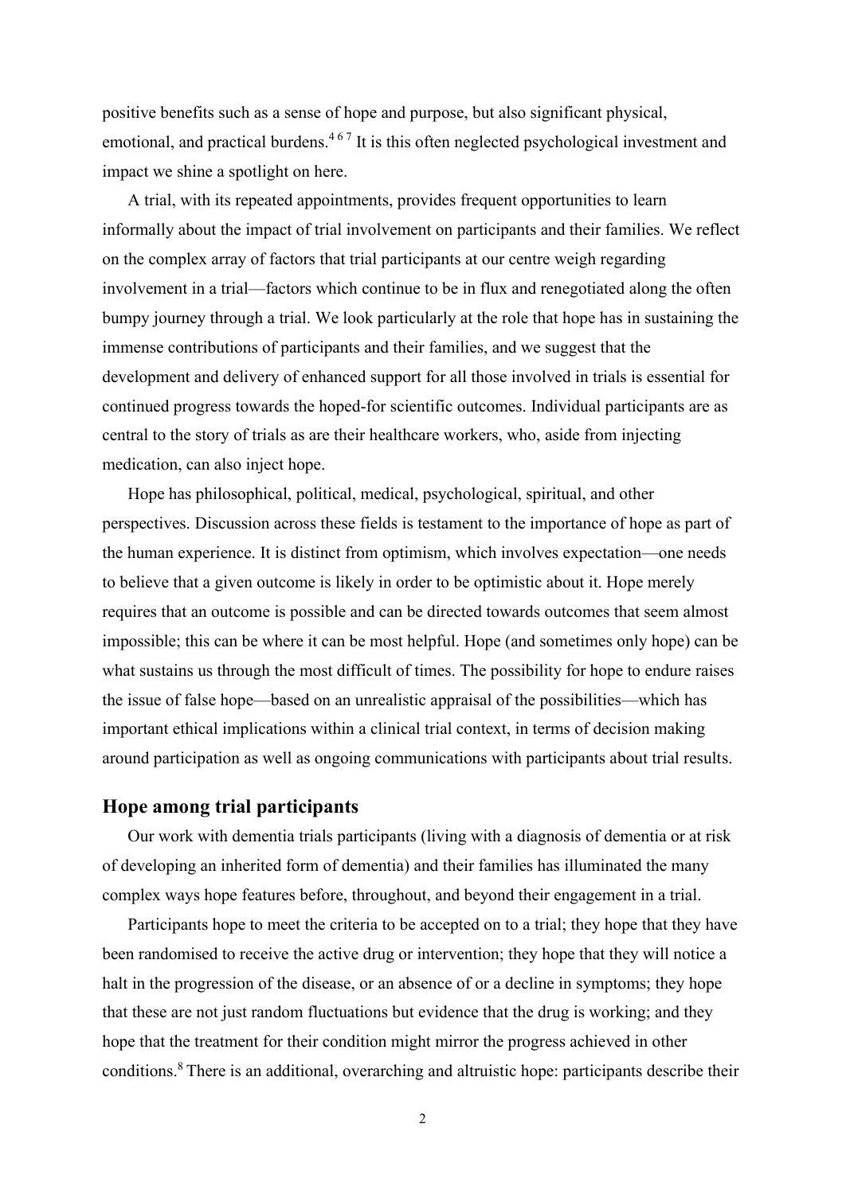positive benefits such as a sense of hope and purpose, but also significant physical, emotional, and practical burdens.[4 6 7] It is this often neglected psychological investment and impact we shine a spotlight on here.

A trial, with its repeated appointments, provides frequent opportunities to learn informally about the impact of trial involvement on participants and their families. We reflect on the complex array of factors that trial participants at our centre weigh regarding involvement in a trial—factors which continue to be in flux and renegotiated along the often bumpy journey through a trial. We look particularly at the role that hope has in sustaining the immense contributions of participants and their families, and we suggest that the development and delivery of enhanced support for all those involved in trials is essential for continued progress towards the hoped-for scientific outcomes. Individual participants are as central to the story of trials as are their healthcare workers, who, aside from injecting medication, can also inject hope.

Hope has philosophical, political, medical, psychological, spiritual, and other perspectives. Discussion across these fields is testament to the importance of hope as part of the human experience. It is distinct from optimism, which involves expectation—one needs to believe that a given outcome is likely in order to be optimistic about it. Hope merely requires that an outcome is possible and can be directed towards outcomes that seem almost impossible; this can be where it can be most helpful. Hope (and sometimes only hope) can be what sustains us through the most difficult of times. The possibility for hope to endure raises the issue of false hope—based on an unrealistic appraisal of the possibilities—which has important ethical implications within a clinical trial context, in terms of decision making around participation as well as ongoing communications with participants about trial results.

## Hope among trial participants

Our work with dementia trials participants (living with a diagnosis of dementia or at risk of developing an inherited form of dementia) and their families has illuminated the many complex ways hope features before, throughout, and beyond their engagement in a trial.

Participants hope to meet the criteria to be accepted on to a trial; they hope that they have been randomised to receive the active drug or intervention; they hope that they will notice a halt in the progression of the disease, or an absence of or a decline in symptoms; they hope that these are not just random fluctuations but evidence that the drug is working; and they hope that the treatment for their condition might mirror the progress achieved in other conditions.[8] There is an additional, overarching and altruistic hope: participants describe their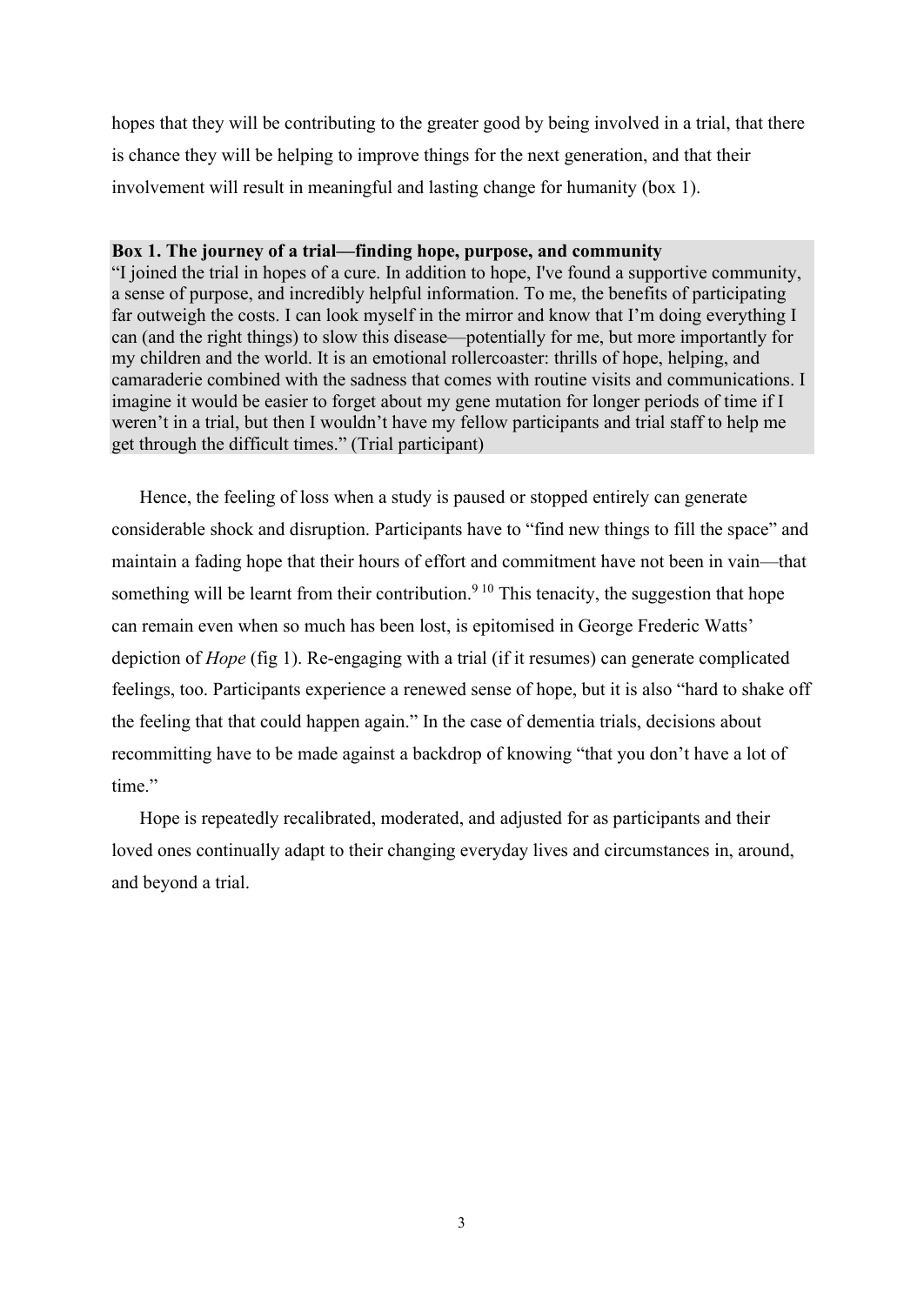hopes that they will be contributing to the greater good by being involved in a trial, that there is chance they will be helping to improve things for the next generation, and that their involvement will result in meaningful and lasting change for humanity (box 1).

**Box 1. The journey of a trial—finding hope, purpose, and community**

"I joined the trial in hopes of a cure. In addition to hope, I've found a supportive community, a sense of purpose, and incredibly helpful information. To me, the benefits of participating far outweigh the costs. I can look myself in the mirror and know that I'm doing everything I can (and the right things) to slow this disease—potentially for me, but more importantly for my children and the world. It is an emotional rollercoaster: thrills of hope, helping, and camaraderie combined with the sadness that comes with routine visits and communications. I imagine it would be easier to forget about my gene mutation for longer periods of time if I weren't in a trial, but then I wouldn't have my fellow participants and trial staff to help me get through the difficult times." (Trial participant)

Hence, the feeling of loss when a study is paused or stopped entirely can generate considerable shock and disruption. Participants have to "find new things to fill the space" and maintain a fading hope that their hours of effort and commitment have not been in vain—that something will be learnt from their contribution.[9,10] This tenacity, the suggestion that hope can remain even when so much has been lost, is epitomised in George Frederic Watts' depiction of *Hope* (fig 1). Re-engaging with a trial (if it resumes) can generate complicated feelings, too. Participants experience a renewed sense of hope, but it is also "hard to shake off the feeling that that could happen again." In the case of dementia trials, decisions about recommitting have to be made against a backdrop of knowing "that you don't have a lot of time."

Hope is repeatedly recalibrated, moderated, and adjusted for as participants and their loved ones continually adapt to their changing everyday lives and circumstances in, around, and beyond a trial.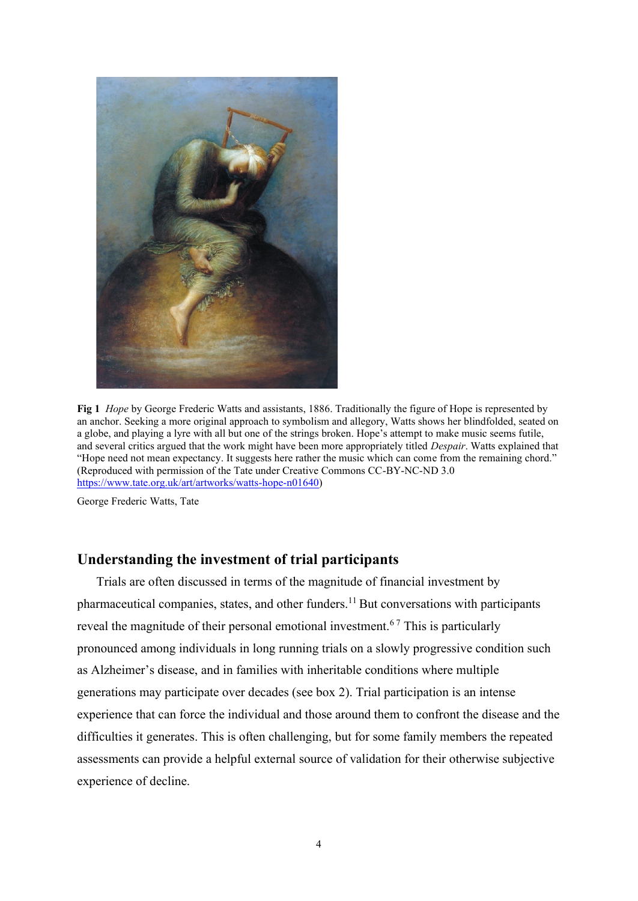**Fig 1** *Hope* by George Frederic Watts and assistants, 1886. Traditionally the figure of Hope is represented by an anchor. Seeking a more original approach to symbolism and allegory, Watts shows her blindfolded, seated on a globe, and playing a lyre with all but one of the strings broken. Hope's attempt to make music seems futile, and several critics argued that the work might have been more appropriately titled *Despair*. Watts explained that "Hope need not mean expectancy. It suggests here rather the music which can come from the remaining chord." (Reproduced with permission of the Tate under Creative Commons CC-BY-NC-ND 3.0 https://www.tate.org.uk/art/artworks/watts-hope-n01640)

George Frederic Watts, Tate

## Understanding the investment of trial participants

Trials are often discussed in terms of the magnitude of financial investment by pharmaceutical companies, states, and other funders.[11] But conversations with participants reveal the magnitude of their personal emotional investment.[6 7] This is particularly pronounced among individuals in long running trials on a slowly progressive condition such as Alzheimer's disease, and in families with inheritable conditions where multiple generations may participate over decades (see box 2). Trial participation is an intense experience that can force the individual and those around them to confront the disease and the difficulties it generates. This is often challenging, but for some family members the repeated assessments can provide a helpful external source of validation for their otherwise subjective experience of decline.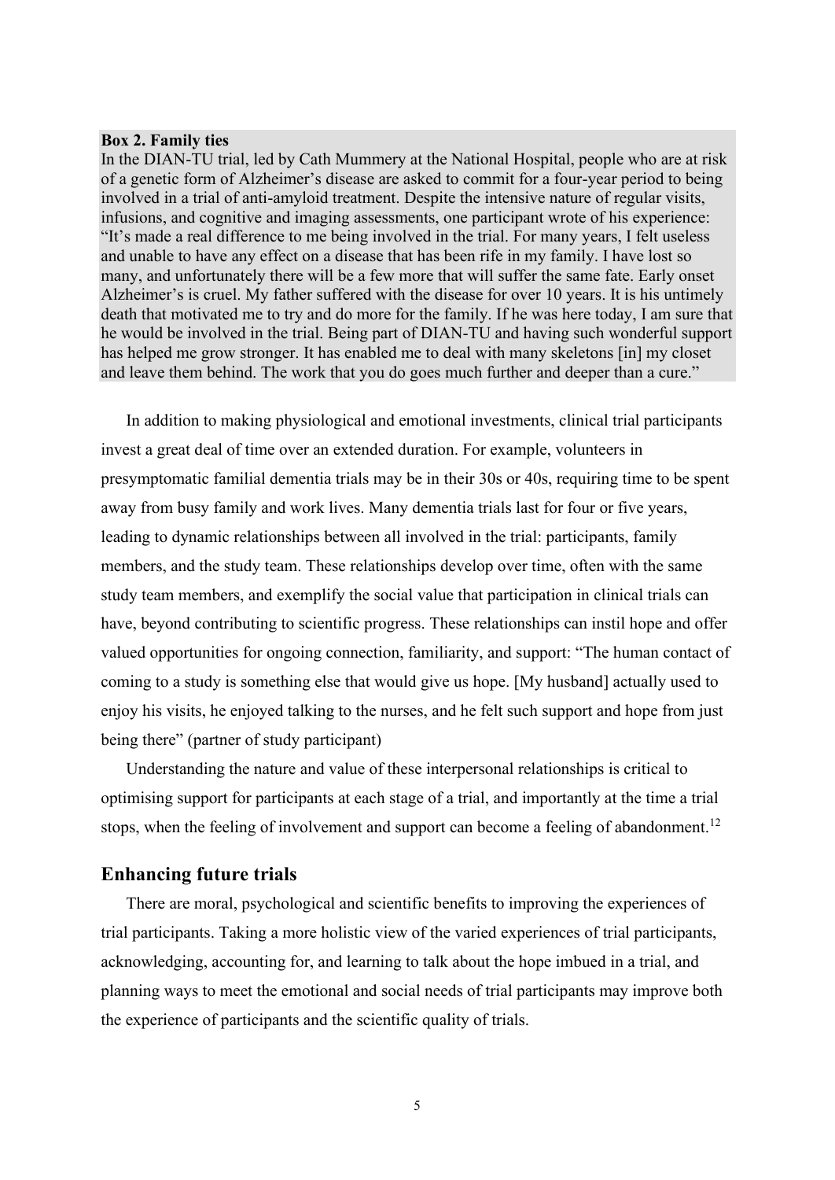**Box 2. Family ties**

In the DIAN-TU trial, led by Cath Mummery at the National Hospital, people who are at risk of a genetic form of Alzheimer's disease are asked to commit for a four-year period to being involved in a trial of anti-amyloid treatment. Despite the intensive nature of regular visits, infusions, and cognitive and imaging assessments, one participant wrote of his experience: "It's made a real difference to me being involved in the trial. For many years, I felt useless and unable to have any effect on a disease that has been rife in my family. I have lost so many, and unfortunately there will be a few more that will suffer the same fate. Early onset Alzheimer's is cruel. My father suffered with the disease for over 10 years. It is his untimely death that motivated me to try and do more for the family. If he was here today, I am sure that he would be involved in the trial. Being part of DIAN-TU and having such wonderful support has helped me grow stronger. It has enabled me to deal with many skeletons [in] my closet and leave them behind. The work that you do goes much further and deeper than a cure."

In addition to making physiological and emotional investments, clinical trial participants invest a great deal of time over an extended duration. For example, volunteers in presymptomatic familial dementia trials may be in their 30s or 40s, requiring time to be spent away from busy family and work lives. Many dementia trials last for four or five years, leading to dynamic relationships between all involved in the trial: participants, family members, and the study team. These relationships develop over time, often with the same study team members, and exemplify the social value that participation in clinical trials can have, beyond contributing to scientific progress. These relationships can instil hope and offer valued opportunities for ongoing connection, familiarity, and support: "The human contact of coming to a study is something else that would give us hope. [My husband] actually used to enjoy his visits, he enjoyed talking to the nurses, and he felt such support and hope from just being there" (partner of study participant)

Understanding the nature and value of these interpersonal relationships is critical to optimising support for participants at each stage of a trial, and importantly at the time a trial stops, when the feeling of involvement and support can become a feeling of abandonment.[12]

## Enhancing future trials

There are moral, psychological and scientific benefits to improving the experiences of trial participants. Taking a more holistic view of the varied experiences of trial participants, acknowledging, accounting for, and learning to talk about the hope imbued in a trial, and planning ways to meet the emotional and social needs of trial participants may improve both the experience of participants and the scientific quality of trials.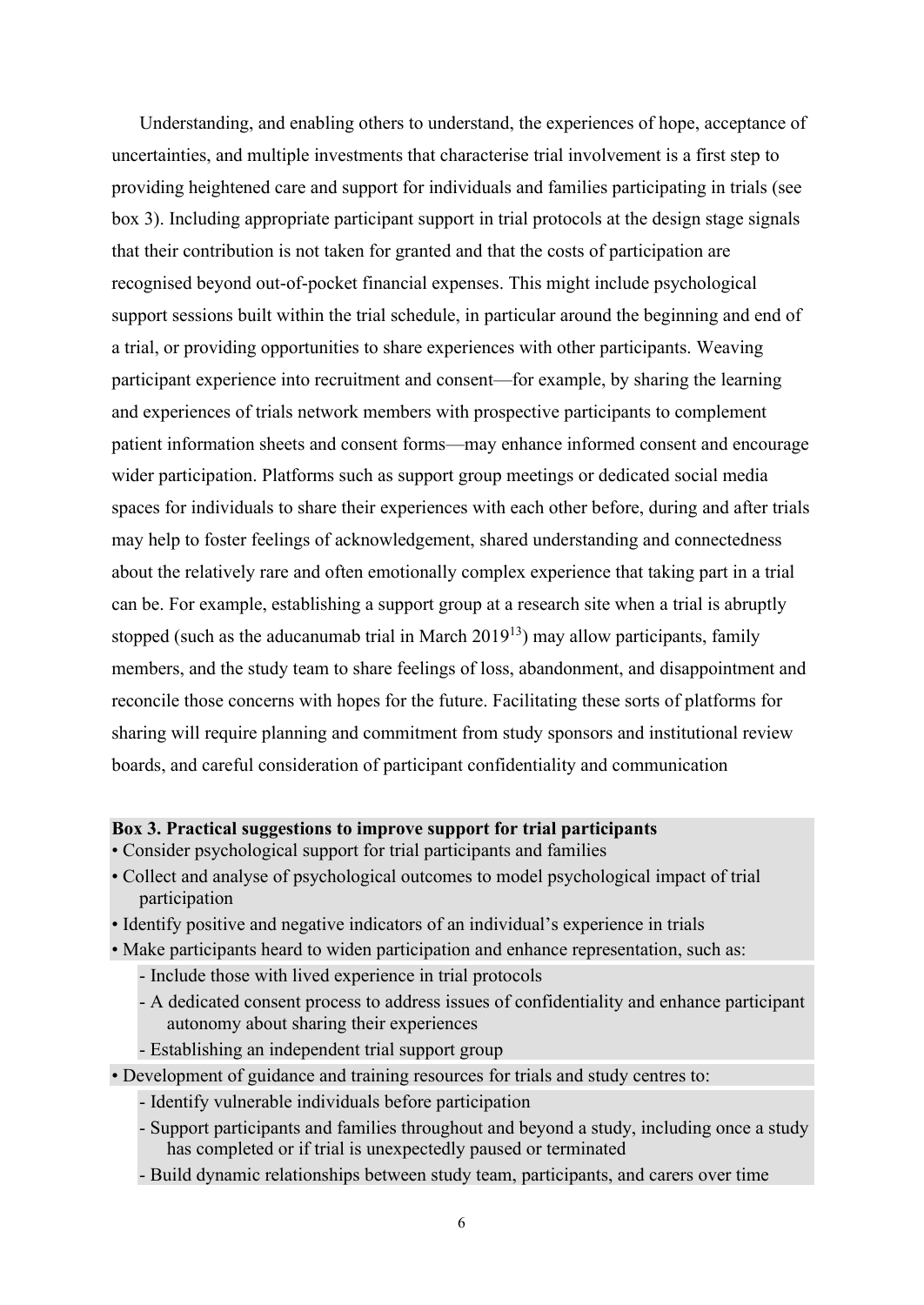Understanding, and enabling others to understand, the experiences of hope, acceptance of uncertainties, and multiple investments that characterise trial involvement is a first step to providing heightened care and support for individuals and families participating in trials (see box 3). Including appropriate participant support in trial protocols at the design stage signals that their contribution is not taken for granted and that the costs of participation are recognised beyond out-of-pocket financial expenses. This might include psychological support sessions built within the trial schedule, in particular around the beginning and end of a trial, or providing opportunities to share experiences with other participants. Weaving participant experience into recruitment and consent—for example, by sharing the learning and experiences of trials network members with prospective participants to complement patient information sheets and consent forms—may enhance informed consent and encourage wider participation. Platforms such as support group meetings or dedicated social media spaces for individuals to share their experiences with each other before, during and after trials may help to foster feelings of acknowledgement, shared understanding and connectedness about the relatively rare and often emotionally complex experience that taking part in a trial can be. For example, establishing a support group at a research site when a trial is abruptly stopped (such as the aducanumab trial in March 2019[13]) may allow participants, family members, and the study team to share feelings of loss, abandonment, and disappointment and reconcile those concerns with hopes for the future. Facilitating these sorts of platforms for sharing will require planning and commitment from study sponsors and institutional review boards, and careful consideration of participant confidentiality and communication

**Box 3. Practical suggestions to improve support for trial participants**

- Consider psychological support for trial participants and families
- Collect and analyse of psychological outcomes to model psychological impact of trial participation
- Identify positive and negative indicators of an individual's experience in trials
- Make participants heard to widen participation and enhance representation, such as:
    - Include those with lived experience in trial protocols
    - A dedicated consent process to address issues of confidentiality and enhance participant autonomy about sharing their experiences
    - Establishing an independent trial support group
- Development of guidance and training resources for trials and study centres to:
    - Identify vulnerable individuals before participation
    - Support participants and families throughout and beyond a study, including once a study has completed or if trial is unexpectedly paused or terminated
    - Build dynamic relationships between study team, participants, and carers over time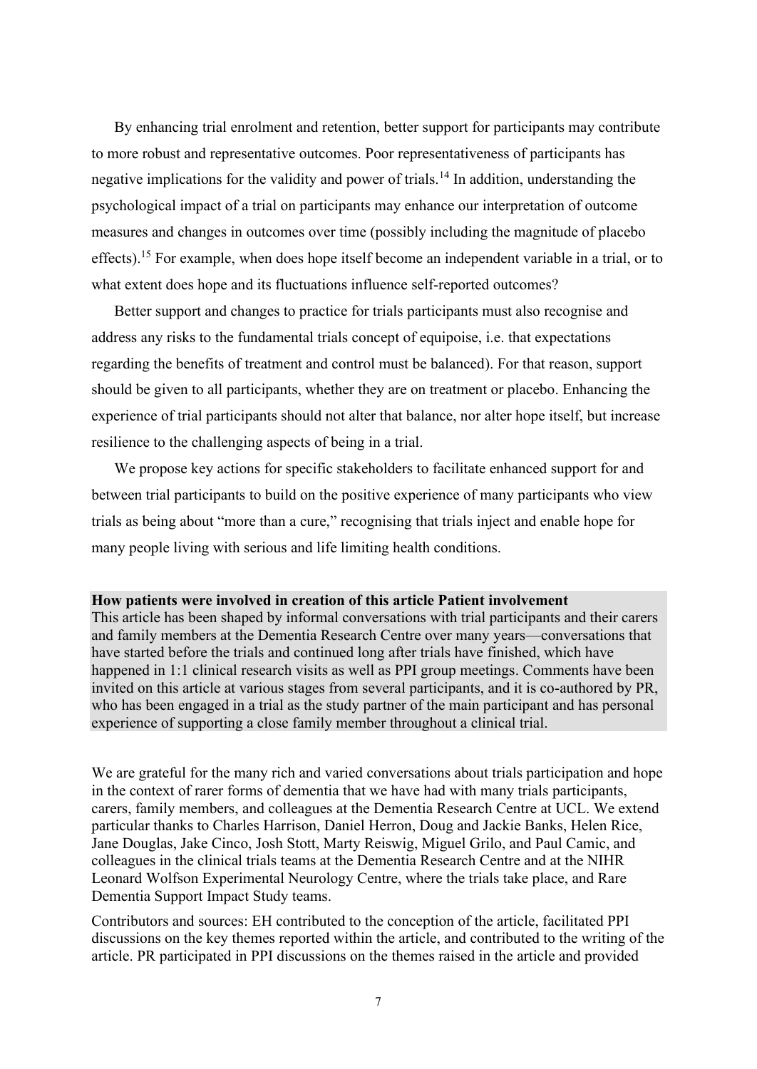By enhancing trial enrolment and retention, better support for participants may contribute to more robust and representative outcomes. Poor representativeness of participants has negative implications for the validity and power of trials.[14] In addition, understanding the psychological impact of a trial on participants may enhance our interpretation of outcome measures and changes in outcomes over time (possibly including the magnitude of placebo effects).[15] For example, when does hope itself become an independent variable in a trial, or to what extent does hope and its fluctuations influence self-reported outcomes?

Better support and changes to practice for trials participants must also recognise and address any risks to the fundamental trials concept of equipoise, i.e. that expectations regarding the benefits of treatment and control must be balanced). For that reason, support should be given to all participants, whether they are on treatment or placebo. Enhancing the experience of trial participants should not alter that balance, nor alter hope itself, but increase resilience to the challenging aspects of being in a trial.

We propose key actions for specific stakeholders to facilitate enhanced support for and between trial participants to build on the positive experience of many participants who view trials as being about "more than a cure," recognising that trials inject and enable hope for many people living with serious and life limiting health conditions.

**How patients were involved in creation of this article Patient involvement**
This article has been shaped by informal conversations with trial participants and their carers and family members at the Dementia Research Centre over many years—conversations that have started before the trials and continued long after trials have finished, which have happened in 1:1 clinical research visits as well as PPI group meetings. Comments have been invited on this article at various stages from several participants, and it is co-authored by PR, who has been engaged in a trial as the study partner of the main participant and has personal experience of supporting a close family member throughout a clinical trial.

We are grateful for the many rich and varied conversations about trials participation and hope in the context of rarer forms of dementia that we have had with many trials participants, carers, family members, and colleagues at the Dementia Research Centre at UCL. We extend particular thanks to Charles Harrison, Daniel Herron, Doug and Jackie Banks, Helen Rice, Jane Douglas, Jake Cinco, Josh Stott, Marty Reiswig, Miguel Grilo, and Paul Camic, and colleagues in the clinical trials teams at the Dementia Research Centre and at the NIHR Leonard Wolfson Experimental Neurology Centre, where the trials take place, and Rare Dementia Support Impact Study teams.

Contributors and sources: EH contributed to the conception of the article, facilitated PPI discussions on the key themes reported within the article, and contributed to the writing of the article. PR participated in PPI discussions on the themes raised in the article and provided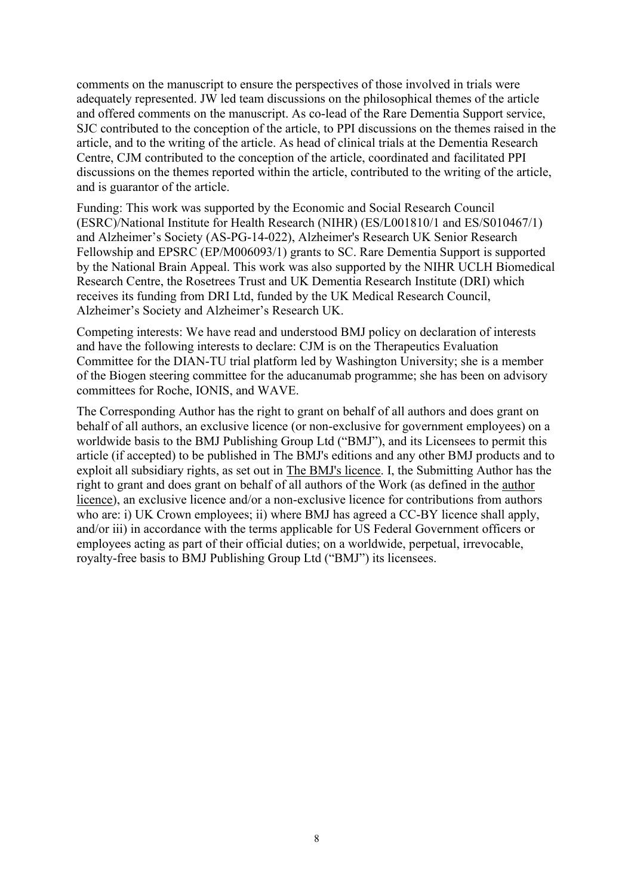comments on the manuscript to ensure the perspectives of those involved in trials were adequately represented. JW led team discussions on the philosophical themes of the article and offered comments on the manuscript. As co-lead of the Rare Dementia Support service, SJC contributed to the conception of the article, to PPI discussions on the themes raised in the article, and to the writing of the article. As head of clinical trials at the Dementia Research Centre, CJM contributed to the conception of the article, coordinated and facilitated PPI discussions on the themes reported within the article, contributed to the writing of the article, and is guarantor of the article.

Funding: This work was supported by the Economic and Social Research Council (ESRC)/National Institute for Health Research (NIHR) (ES/L001810/1 and ES/S010467/1) and Alzheimer's Society (AS-PG-14-022), Alzheimer's Research UK Senior Research Fellowship and EPSRC (EP/M006093/1) grants to SC. Rare Dementia Support is supported by the National Brain Appeal. This work was also supported by the NIHR UCLH Biomedical Research Centre, the Rosetrees Trust and UK Dementia Research Institute (DRI) which receives its funding from DRI Ltd, funded by the UK Medical Research Council, Alzheimer's Society and Alzheimer's Research UK.

Competing interests: We have read and understood BMJ policy on declaration of interests and have the following interests to declare: CJM is on the Therapeutics Evaluation Committee for the DIAN-TU trial platform led by Washington University; she is a member of the Biogen steering committee for the aducanumab programme; she has been on advisory committees for Roche, IONIS, and WAVE.

The Corresponding Author has the right to grant on behalf of all authors and does grant on behalf of all authors, an exclusive licence (or non-exclusive for government employees) on a worldwide basis to the BMJ Publishing Group Ltd ("BMJ"), and its Licensees to permit this article (if accepted) to be published in The BMJ's editions and any other BMJ products and to exploit all subsidiary rights, as set out in The BMJ's licence. I, the Submitting Author has the right to grant and does grant on behalf of all authors of the Work (as defined in the author licence), an exclusive licence and/or a non-exclusive licence for contributions from authors who are: i) UK Crown employees; ii) where BMJ has agreed a CC-BY licence shall apply, and/or iii) in accordance with the terms applicable for US Federal Government officers or employees acting as part of their official duties; on a worldwide, perpetual, irrevocable, royalty-free basis to BMJ Publishing Group Ltd ("BMJ") its licensees.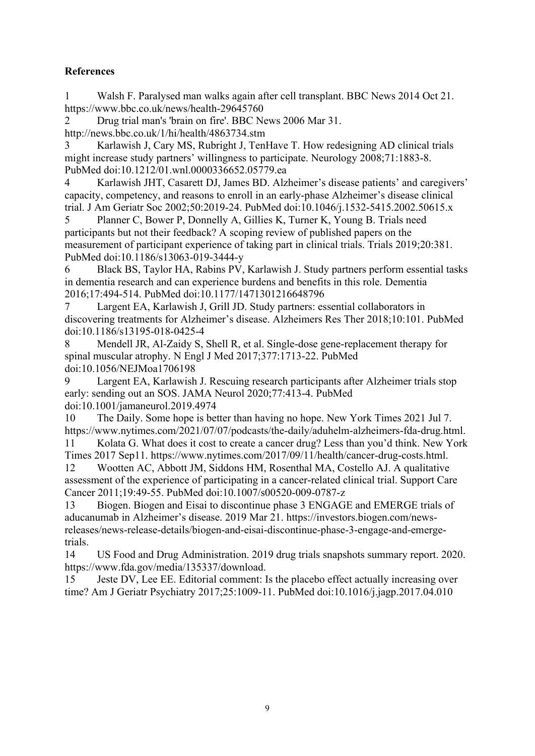**References**

1. Walsh F. Paralysed man walks again after cell transplant. BBC News 2014 Oct 21. https://www.bbc.co.uk/news/health-29645760
2. Drug trial man's 'brain on fire'. BBC News 2006 Mar 31. http://news.bbc.co.uk/1/hi/health/4863734.stm
3. Karlawish J, Cary MS, Rubright J, TenHave T. How redesigning AD clinical trials might increase study partners' willingness to participate. Neurology 2008;71:1883-8. PubMed doi:10.1212/01.wnl.0000336652.05779.ea
4. Karlawish JHT, Casarett DJ, James BD. Alzheimer's disease patients' and caregivers' capacity, competency, and reasons to enroll in an early-phase Alzheimer's disease clinical trial. J Am Geriatr Soc 2002;50:2019-24. PubMed doi:10.1046/j.1532-5415.2002.50615.x
5. Planner C, Bower P, Donnelly A, Gillies K, Turner K, Young B. Trials need participants but not their feedback? A scoping review of published papers on the measurement of participant experience of taking part in clinical trials. Trials 2019;20:381. PubMed doi:10.1186/s13063-019-3444-y
6. Black BS, Taylor HA, Rabins PV, Karlawish J. Study partners perform essential tasks in dementia research and can experience burdens and benefits in this role. Dementia 2016;17:494-514. PubMed doi:10.1177/1471301216648796
7. Largent EA, Karlawish J, Grill JD. Study partners: essential collaborators in discovering treatments for Alzheimer's disease. Alzheimers Res Ther 2018;10:101. PubMed doi:10.1186/s13195-018-0425-4
8. Mendell JR, Al-Zaidy S, Shell R, et al. Single-dose gene-replacement therapy for spinal muscular atrophy. N Engl J Med 2017;377:1713-22. PubMed doi:10.1056/NEJMoa1706198
9. Largent EA, Karlawish J. Rescuing research participants after Alzheimer trials stop early: sending out an SOS. JAMA Neurol 2020;77:413-4. PubMed doi:10.1001/jamaneurol.2019.4974
10. The Daily. Some hope is better than having no hope. New York Times 2021 Jul 7. https://www.nytimes.com/2021/07/07/podcasts/the-daily/aduhelm-alzheimers-fda-drug.html.
11. Kolata G. What does it cost to create a cancer drug? Less than you'd think. New York Times 2017 Sep11. https://www.nytimes.com/2017/09/11/health/cancer-drug-costs.html.
12. Wootten AC, Abbott JM, Siddons HM, Rosenthal MA, Costello AJ. A qualitative assessment of the experience of participating in a cancer-related clinical trial. Support Care Cancer 2011;19:49-55. PubMed doi:10.1007/s00520-009-0787-z
13. Biogen. Biogen and Eisai to discontinue phase 3 ENGAGE and EMERGE trials of aducanumab in Alzheimer's disease. 2019 Mar 21. https://investors.biogen.com/news-releases/news-release-details/biogen-and-eisai-discontinue-phase-3-engage-and-emerge-trials.
14. US Food and Drug Administration. 2019 drug trials snapshots summary report. 2020. https://www.fda.gov/media/135337/download.
15. Jeste DV, Lee EE. Editorial comment: Is the placebo effect actually increasing over time? Am J Geriatr Psychiatry 2017;25:1009-11. PubMed doi:10.1016/j.jagp.2017.04.010